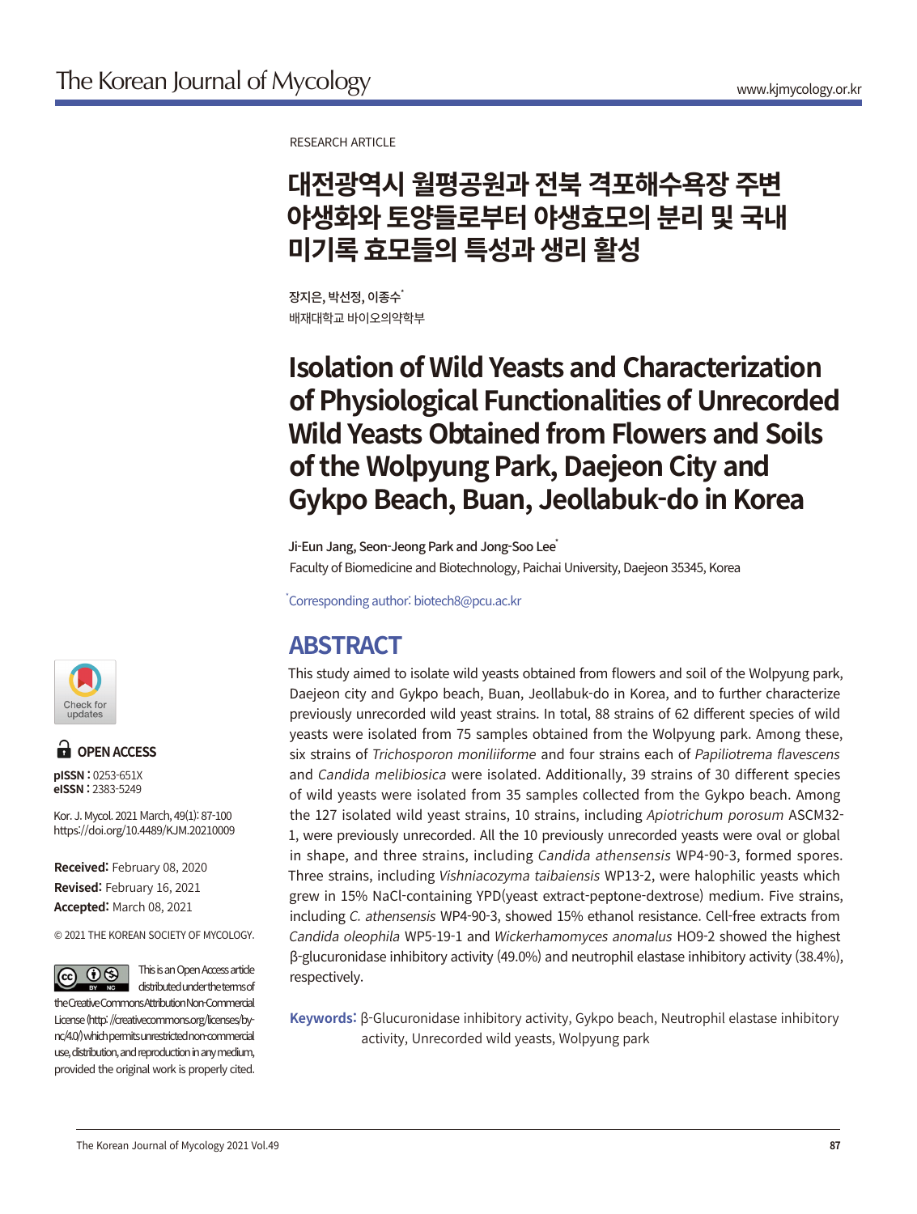RESEARCH ARTICLE

# 대전광역시 월평공원과 전북 격포해수욕장 주변 야생화와 토양들로부터 야생효모의 분리 및 국내 미기록 효모들의 특성과 생리 활성

장지은, 박선정, 이종수*

배재대학교 바이오의약학부

# Isolation of Wild Yeasts and Characterization of Physiological Functionalities of Unrecorded Wild Yeasts Obtained from Flowers and Soils of the Wolpyung Park, Daejeon City and Gykpo Beach, Buan, Jeollabuk-do in Korea

Ji-Eun Jang, Seon-Jeong Park and Jong-Soo Lee*

Faculty of Biomedicine and Biotechnology, Paichai University, Daejeon 35345, Korea

*Corresponding author: biotech8@pcu.ac.kr

## ABSTRACT

This study aimed to isolate wild yeasts obtained from flowers and soil of the Wolpyung park, Daejeon city and Gykpo beach, Buan, Jeollabuk-do in Korea, and to further characterize previously unrecorded wild yeast strains. In total, 88 strains of 62 different species of wild yeasts were isolated from 75 samples obtained from the Wolpyung park. Among these, six strains of *Trichosporon moniliiforme* and four strains each of *Papiliotrema flavescens* and *Candida melibiosica* were isolated. Additionally, 39 strains of 30 different species of wild yeasts were isolated from 35 samples collected from the Gykpo beach. Among the 127 isolated wild yeast strains, 10 strains, including *Apiotrichum porosum* ASCM32-1, were previously unrecorded. All the 10 previously unrecorded yeasts were oval or global in shape, and three strains, including *Candida athensensis* WP4-90-3, formed spores. Three strains, including *Vishniacozyma taibaiensis* WP13-2, were halophilic yeasts which grew in 15% NaCl-containing YPD(yeast extract-peptone-dextrose) medium. Five strains, including *C. athensensis* WP4-90-3, showed 15% ethanol resistance. Cell-free extracts from *Candida oleophila* WP5-19-1 and *Wickerhamomyces anomalus* HO9-2 showed the highest β-glucuronidase inhibitory activity (49.0%) and neutrophil elastase inhibitory activity (38.4%), respectively.

**Keywords:** β-Glucuronidase inhibitory activity, Gykpo beach, Neutrophil elastase inhibitory activity, Unrecorded wild yeasts, Wolpyung park

OPEN ACCESS

**pISSN :** 0253-651X
**eISSN :** 2383-5249

Kor. J. Mycol. 2021 March, 49(1): 87-100
https://doi.org/10.4489/KJM.20210009

**Received:** February 08, 2020
**Revised:** February 16, 2021
**Accepted:** March 08, 2021

© 2021 THE KOREAN SOCIETY OF MYCOLOGY.

This is an Open Access article distributed under the terms of the Creative Commons Attribution Non-Commercial License (http: //creativecommons.org/licenses/by-nc/4.0/) which permits unrestricted non-commercial use, distribution, and reproduction in any medium, provided the original work is properly cited.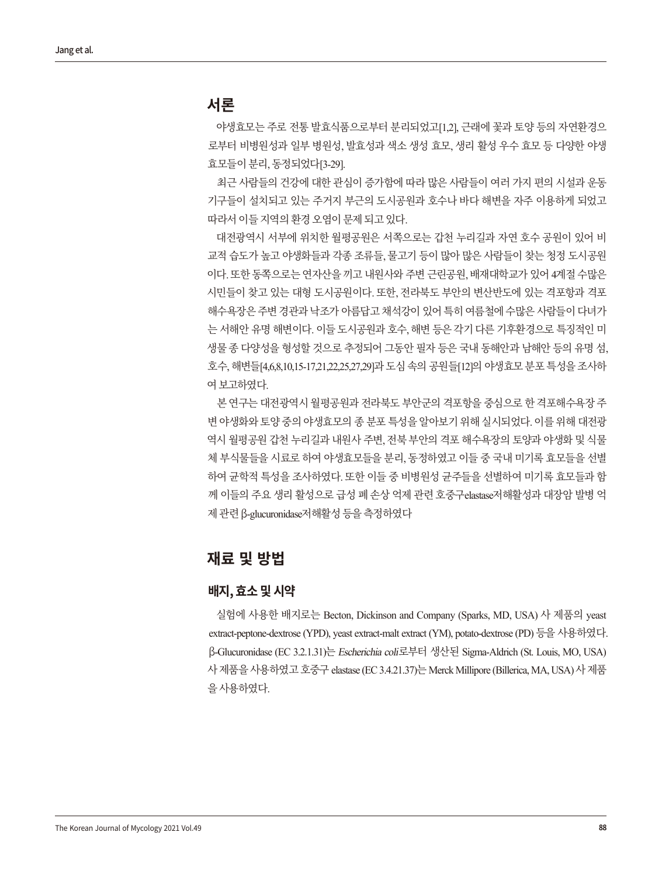## 서론

야생효모는 주로 전통 발효식품으로부터 분리되었고[1,2], 근래에 꽃과 토양 등의 자연환경으로부터 비병원성과 일부 병원성, 발효성과 색소 생성 효모, 생리 활성 우수 효모 등 다양한 야생효모들이 분리, 동정되었다[3-29].

최근 사람들의 건강에 대한 관심이 증가함에 따라 많은 사람들이 여러 가지 편의 시설과 운동 기구들이 설치되고 있는 주거지 부근의 도시공원과 호수나 바다 해변을 자주 이용하게 되었고 따라서 이들 지역의 환경 오염이 문제 되고 있다.

대전광역시 서부에 위치한 월평공원은 서쪽으로는 갑천 누리길과 자연 호수 공원이 있어 비교적 습도가 높고 야생화들과 각종 조류들, 물고기 등이 많아 많은 사람들이 찾는 청정 도시공원이다. 또한 동쪽으로는 연자산을 끼고 내원사와 주변 근린공원, 배재대학교가 있어 4계절 수많은 시민들이 찾고 있는 대형 도시공원이다. 또한, 전라북도 부안의 변산반도에 있는 격포항과 격포해수욕장은 주변 경관과 낙조가 아름답고 채석강이 있어 특히 여름철에 수많은 사람들이 다녀가는 서해안 유명 해변이다. 이들 도시공원과 호수, 해변 등은 각기 다른 기후환경으로 특징적인 미생물 종 다양성을 형성할 것으로 추정되어 그동안 필자 등은 국내 동해안과 남해안 등의 유명 섬, 호수, 해변들[4,6,8,10,15-17,21,22,25,27,29]과 도심 속의 공원들[12]의 야생효모 분포 특성을 조사하여 보고하였다.

본 연구는 대전광역시 월평공원과 전라북도 부안군의 격포항을 중심으로 한 격포해수욕장 주변 야생화와 토양 중의 야생효모의 종 분포 특성을 알아보기 위해 실시되었다. 이를 위해 대전광역시 월평공원 갑천 누리길과 내원사 주변, 전북 부안의 격포 해수욕장의 토양과 야생화 및 식물체 부식물들을 시료로 하여 야생효모들을 분리, 동정하였고 이들 중 국내 미기록 효모들을 선별하여 균학적 특성을 조사하였다. 또한 이들 중 비병원성 균주들을 선별하여 미기록 효모들과 함께 이들의 주요 생리 활성으로 급성 폐 손상 억제 관련 호중구elastase저해활성과 대장암 발병 억제 관련 β-glucuronidase저해활성 등을 측정하였다

## 재료 및 방법

### 배지, 효소 및 시약

실험에 사용한 배지로는 Becton, Dickinson and Company (Sparks, MD, USA) 사 제품의 yeast extract-peptone-dextrose (YPD), yeast extract-malt extract (YM), potato-dextrose (PD) 등을 사용하였다. β-Glucuronidase (EC 3.2.1.31)는 *Escherichia coli*로부터 생산된 Sigma-Aldrich (St. Louis, MO, USA) 사 제품을 사용하였고 호중구 elastase (EC 3.4.21.37)는 Merck Millipore (Billerica, MA, USA) 사 제품을 사용하였다.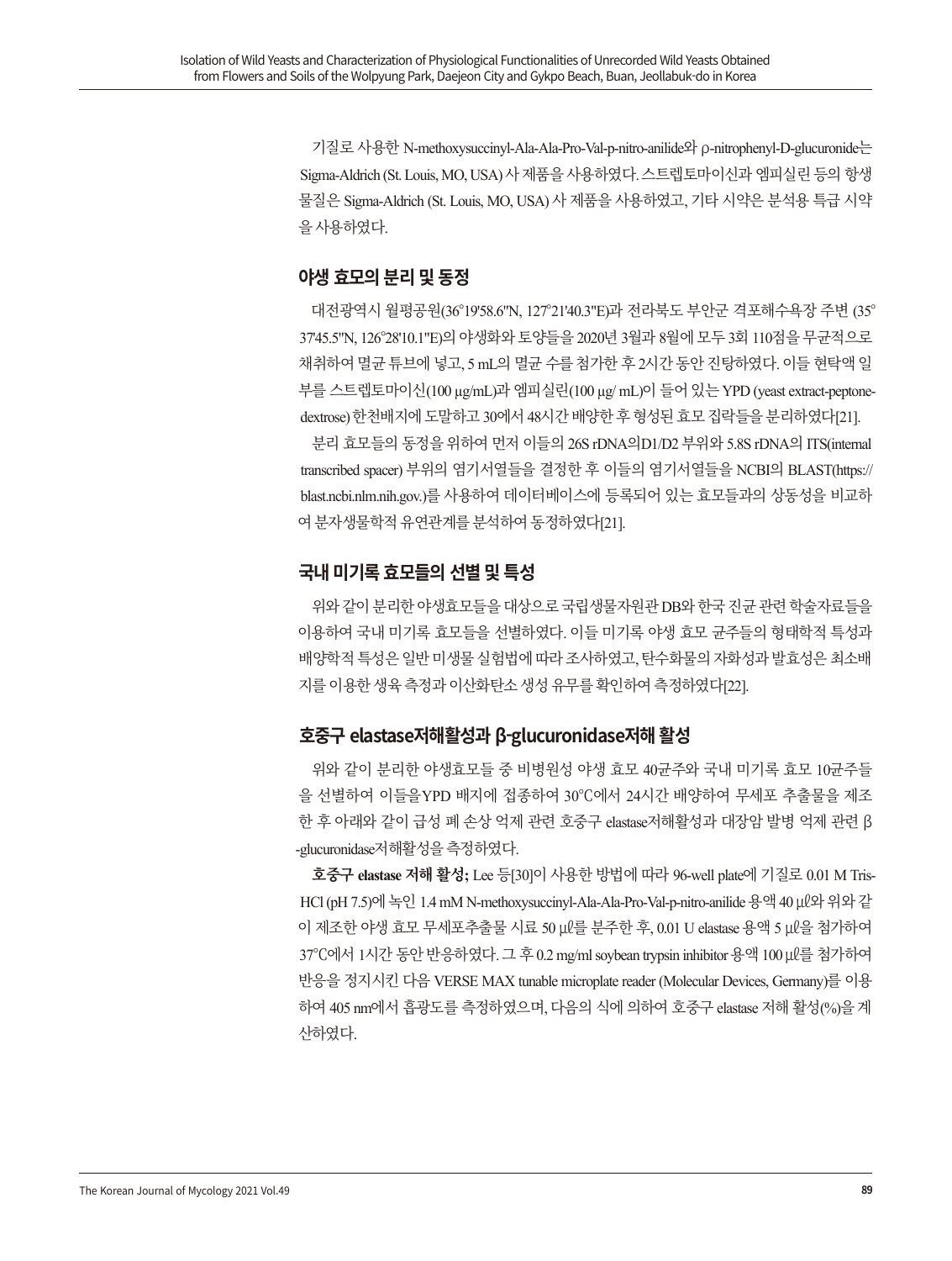기질로 사용한 N-methoxysuccinyl-Ala-Ala-Pro-Val-p-nitro-anilide와 ρ-nitrophenyl-D-glucuronide는 Sigma-Aldrich (St. Louis, MO, USA) 사 제품을 사용하였다. 스트렙토마이신과 엠피실린 등의 항생물질은 Sigma-Aldrich (St. Louis, MO, USA) 사 제품을 사용하였고, 기타 시약은 분석용 특급 시약을 사용하였다.

## 야생 효모의 분리 및 동정

대전광역시 월평공원(36°19'58.6"N, 127°21'40.3"E)과 전라북도 부안군 격포해수욕장 주변 (35°37'45.5"N, 126°28'10.1"E)의 야생화와 토양들을 2020년 3월과 8월에 모두 3회 110점을 무균적으로 채취하여 멸균 튜브에 넣고, 5 mL의 멸균 수를 첨가한 후 2시간 동안 진탕하였다. 이들 현탁액 일부를 스트렙토마이신(100 μg/mL)과 엠피실린(100 μg/ mL)이 들어 있는 YPD (yeast extract-peptone-dextrose) 한천배지에 도말하고 30에서 48시간 배양한 후 형성된 효모 집락들을 분리하였다[21].

분리 효모들의 동정을 위하여 먼저 이들의 26S rDNA의D1/D2 부위와 5.8S rDNA의 ITS(internal transcribed spacer) 부위의 염기서열들을 결정한 후 이들의 염기서열들을 NCBI의 BLAST(https://blast.ncbi.nlm.nih.gov.)를 사용하여 데이터베이스에 등록되어 있는 효모들과의 상동성을 비교하여 분자생물학적 유연관계를 분석하여 동정하였다[21].

## 국내 미기록 효모들의 선별 및 특성

위와 같이 분리한 야생효모들을 대상으로 국립생물자원관 DB와 한국 진균 관련 학술자료들을 이용하여 국내 미기록 효모들을 선별하였다. 이들 미기록 야생 효모 균주들의 형태학적 특성과 배양학적 특성은 일반 미생물 실험법에 따라 조사하였고, 탄수화물의 자화성과 발효성은 최소배지를 이용한 생육 측정과 이산화탄소 생성 유무를 확인하여 측정하였다[22].

## 호중구 elastase저해활성과 β-glucuronidase저해 활성

위와 같이 분리한 야생효모들 중 비병원성 야생 효모 40균주와 국내 미기록 효모 10균주들을 선별하여 이들을YPD 배지에 접종하여 30℃에서 24시간 배양하여 무세포 추출물을 제조한 후 아래와 같이 급성 폐 손상 억제 관련 호중구 elastase저해활성과 대장암 발병 억제 관련 β-glucuronidase저해활성을 측정하였다.

**호중구 elastase 저해 활성;** Lee 등[30]이 사용한 방법에 따라 96-well plate에 기질로 0.01 M Tris-HCl (pH 7.5)에 녹인 1.4 mM N-methoxysuccinyl-Ala-Ala-Pro-Val-p-nitro-anilide 용액 40 μℓ와 위와 같이 제조한 야생 효모 무세포추출물 시료 50 μℓ를 분주한 후, 0.01 U elastase 용액 5 μℓ을 첨가하여 37℃에서 1시간 동안 반응하였다. 그 후 0.2 mg/ml soybean trypsin inhibitor 용액 100 μℓ를 첨가하여 반응을 정지시킨 다음 VERSE MAX tunable microplate reader (Molecular Devices, Germany)를 이용하여 405 nm에서 흡광도를 측정하였으며, 다음의 식에 의하여 호중구 elastase 저해 활성(%)을 계산하였다.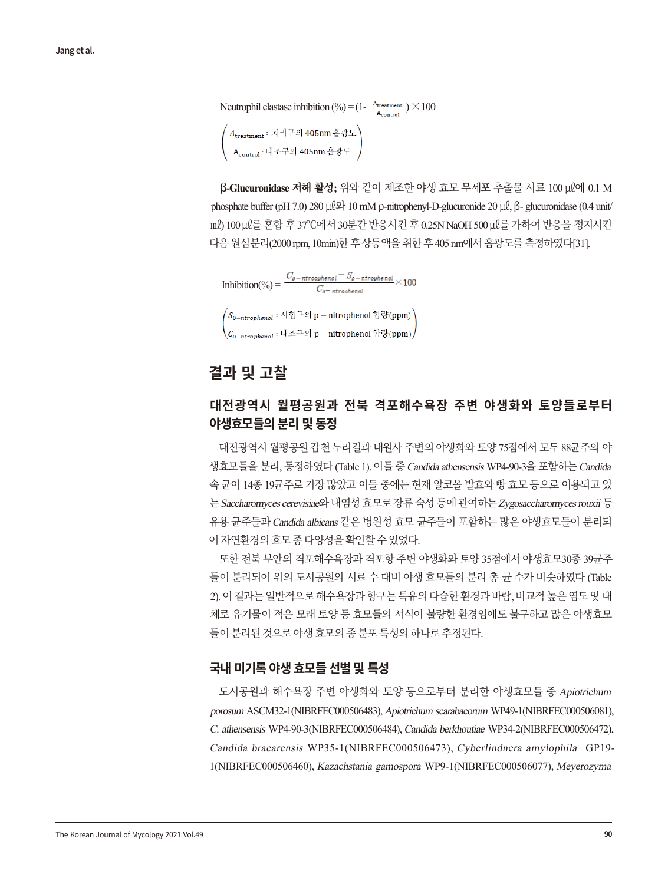$$\text{Neutrophil elastase inhibition (\%)} = \left(1 - \frac{A_{treatment}}{A_{control}}\right) \times 100$$

$$\left(\begin{array}{l} A_{treatment}: \text{처리구의 405nm 흡광도} \\ A_{control}: \text{대조구의 405nm 흡광도} \end{array}\right)$$

**β-Glucuronidase 저해 활성;** 위와 같이 제조한 야생 효모 무세포 추출물 시료 100 µℓ에 0.1 M phosphate buffer (pH 7.0) 280 µℓ와 10 mM ρ-nitrophenyl-D-glucuronide 20 µℓ, β- glucuronidase (0.4 unit/㎖) 100 µℓ를 혼합 후 37℃에서 30분간 반응시킨 후 0.25N NaOH 500 µℓ를 가하여 반응을 정지시킨 다음 원심분리(2000 rpm, 10min)한 후 상등액을 취한 후 405 nm에서 흡광도를 측정하였다[31].

$$\text{Inhibition(\%)} = \frac{C_{\rho-ntroophenol} - S_{\rho-ntrophenol}}{C_{\rho-ntrophenol}} \times 100$$

$$\left(\begin{array}{l} S_{o-ntrophenol}: \text{시험구의 p}-\text{nitrophenol 함량(ppm)} \\ C_{o-ntrophenol}: \text{대조구의 p}-\text{nitrophenol 함량(ppm)} \end{array}\right)$$

## 결과 및 고찰

### 대전광역시 월평공원과 전북 격포해수욕장 주변 야생화와 토양들로부터 야생효모들의 분리 및 동정

대전광역시 월평공원 갑천 누리길과 내원사 주변의 야생화와 토양 75점에서 모두 88균주의 야생효모들을 분리, 동정하였다 (Table 1). 이들 중 *Candida athensensis* WP4-90-3을 포함하는 *Candida* 속 균이 14종 19균주로 가장 많았고 이들 중에는 현재 알코올 발효와 빵 효모 등으로 이용되고 있는 *Saccharomyces cerevisiae*와 내염성 효모로 장류 숙성 등에 관여하는 *Zygosaccharomyces rouxii* 등 유용 균주들과 *Candida albicans* 같은 병원성 효모 균주들이 포함하는 많은 야생효모들이 분리되어 자연환경의 효모 종 다양성을 확인할 수 있었다.

또한 전북 부안의 격포해수욕장과 격포항 주변 야생화와 토양 35점에서 야생효모30종 39균주들이 분리되어 위의 도시공원의 시료 수 대비 야생 효모들의 분리 총 균 수가 비슷하였다 (Table 2). 이 결과는 일반적으로 해수욕장과 항구는 특유의 다습한 환경과 바람, 비교적 높은 염도 및 대체로 유기물이 적은 모래 토양 등 효모들의 서식이 불량한 환경임에도 불구하고 많은 야생효모들이 분리된 것으로 야생 효모의 종 분포 특성의 하나로 추정된다.

### 국내 미기록 야생 효모들 선별 및 특성

도시공원과 해수욕장 주변 야생화와 토양 등으로부터 분리한 야생효모들 중 *Apiotrichum porosum* ASCM32-1(NIBRFEC000506483), *Apiotrichum scarabaeorum* WP49-1(NIBRFEC000506081), *C. athensensis* WP4-90-3(NIBRFEC000506484), *Candida berkhoutiae* WP34-2(NIBRFEC000506472), *Candida bracarensis* WP35-1(NIBRFEC000506473), *Cyberlindnera amylophila* GP19-1(NIBRFEC000506460), *Kazachstania gamospora* WP9-1(NIBRFEC000506077), *Meyerozyma*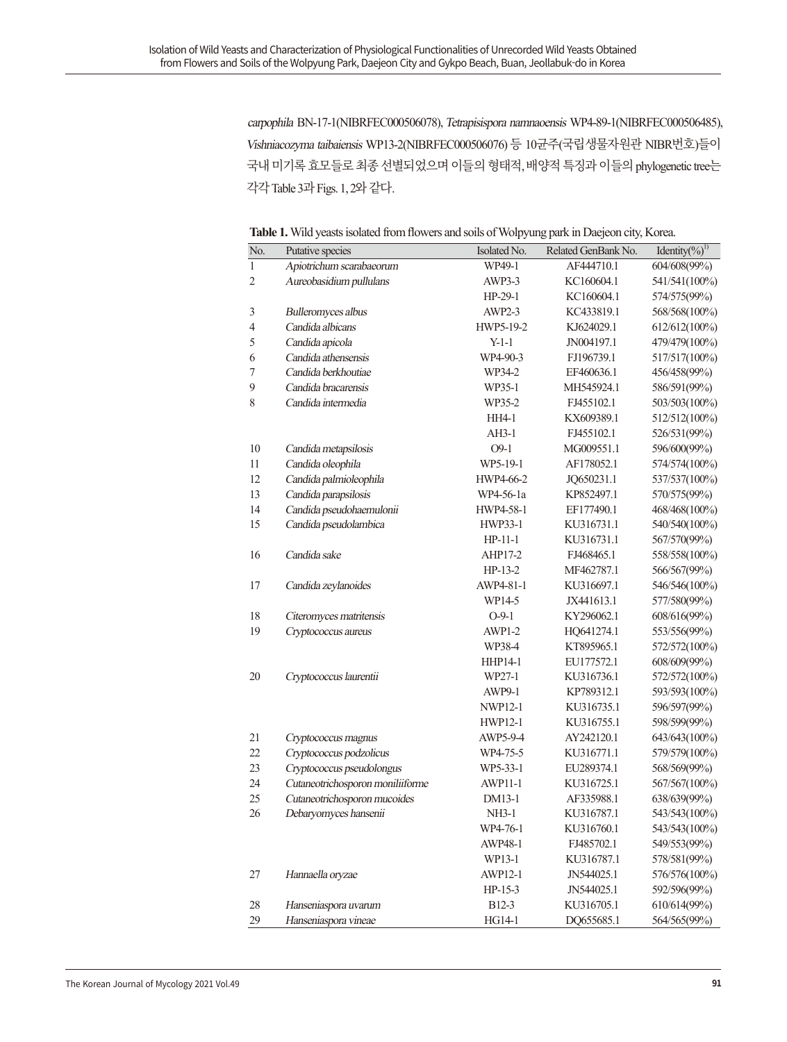*carpophila* BN-17-1(NIBRFEC000506078), *Tetrapisispora namnaoensis* WP4-89-1(NIBRFEC000506485), *Vishniacozyma taibaiensis* WP13-2(NIBRFEC000506076) 등 10균주(국립생물자원관 NIBR번호)들이 국내 미기록 효모들로 최종 선별되었으며 이들의 형태적, 배양적 특징과 이들의 phylogenetic tree는 각각 Table 3과 Figs. 1, 2와 같다.

**Table 1.** Wild yeasts isolated from flowers and soils of Wolpyung park in Daejeon city, Korea.

| No. | Putative species | Isolated No. | Related GenBank No. | Identity(%)[1)] |
|---|---|---|---|---|
| 1 | *Apiotrichum scarabaeorum* | WP49-1 | AF444710.1 | 604/608(99%) |
| 2 | *Aureobasidium pullulans* | AWP3-3 | KC160604.1 | 541/541(100%) |
| | | HP-29-1 | KC160604.1 | 574/575(99%) |
| 3 | *Bulleromyces albus* | AWP2-3 | KC433819.1 | 568/568(100%) |
| 4 | *Candida albicans* | HWP5-19-2 | KJ624029.1 | 612/612(100%) |
| 5 | *Candida apicola* | Y-1-1 | JN004197.1 | 479/479(100%) |
| 6 | *Candida athensensis* | WP4-90-3 | FJ196739.1 | 517/517(100%) |
| 7 | *Candida berkhoutiae* | WP34-2 | EF460636.1 | 456/458(99%) |
| 9 | *Candida bracarensis* | WP35-1 | MH545924.1 | 586/591(99%) |
| 8 | *Candida intermedia* | WP35-2 | FJ455102.1 | 503/503(100%) |
| | | HH4-1 | KX609389.1 | 512/512(100%) |
| | | AH3-1 | FJ455102.1 | 526/531(99%) |
| 10 | *Candida metapsilosis* | O9-1 | MG009551.1 | 596/600(99%) |
| 11 | *Candida oleophila* | WP5-19-1 | AF178052.1 | 574/574(100%) |
| 12 | *Candida palmioleophila* | HWP4-66-2 | JQ650231.1 | 537/537(100%) |
| 13 | *Candida parapsilosis* | WP4-56-1a | KP852497.1 | 570/575(99%) |
| 14 | *Candida pseudohaemulonii* | HWP4-58-1 | EF177490.1 | 468/468(100%) |
| 15 | *Candida pseudolambica* | HWP33-1 | KU316731.1 | 540/540(100%) |
| | | HP-11-1 | KU316731.1 | 567/570(99%) |
| 16 | *Candida sake* | AHP17-2 | FJ468465.1 | 558/558(100%) |
| | | HP-13-2 | MF462787.1 | 566/567(99%) |
| 17 | *Candida zeylanoides* | AWP4-81-1 | KU316697.1 | 546/546(100%) |
| | | WP14-5 | JX441613.1 | 577/580(99%) |
| 18 | *Citeromyces matritensis* | O-9-1 | KY296062.1 | 608/616(99%) |
| 19 | *Cryptococcus aureus* | AWP1-2 | HQ641274.1 | 553/556(99%) |
| | | WP38-4 | KT895965.1 | 572/572(100%) |
| | | HHP14-1 | EU177572.1 | 608/609(99%) |
| 20 | *Cryptococcus laurentii* | WP27-1 | KU316736.1 | 572/572(100%) |
| | | AWP9-1 | KP789312.1 | 593/593(100%) |
| | | NWP12-1 | KU316735.1 | 596/597(99%) |
| | | HWP12-1 | KU316755.1 | 598/599(99%) |
| 21 | *Cryptococcus magnus* | AWP5-9-4 | AY242120.1 | 643/643(100%) |
| 22 | *Cryptococcus podzolicus* | WP4-75-5 | KU316771.1 | 579/579(100%) |
| 23 | *Cryptococcus pseudolongus* | WP5-33-1 | EU289374.1 | 568/569(99%) |
| 24 | *Cutaneotrichosporon moniliiforme* | AWP11-1 | KU316725.1 | 567/567(100%) |
| 25 | *Cutaneotrichosporon mucoides* | DM13-1 | AF335988.1 | 638/639(99%) |
| 26 | *Debaryomyces hansenii* | NH3-1 | KU316787.1 | 543/543(100%) |
| | | WP4-76-1 | KU316760.1 | 543/543(100%) |
| | | AWP48-1 | FJ485702.1 | 549/553(99%) |
| | | WP13-1 | KU316787.1 | 578/581(99%) |
| 27 | *Hannaella oryzae* | AWP12-1 | JN544025.1 | 576/576(100%) |
| | | HP-15-3 | JN544025.1 | 592/596(99%) |
| 28 | *Hanseniaspora uvarum* | B12-3 | KU316705.1 | 610/614(99%) |
| 29 | *Hanseniaspora vineae* | HG14-1 | DQ655685.1 | 564/565(99%) |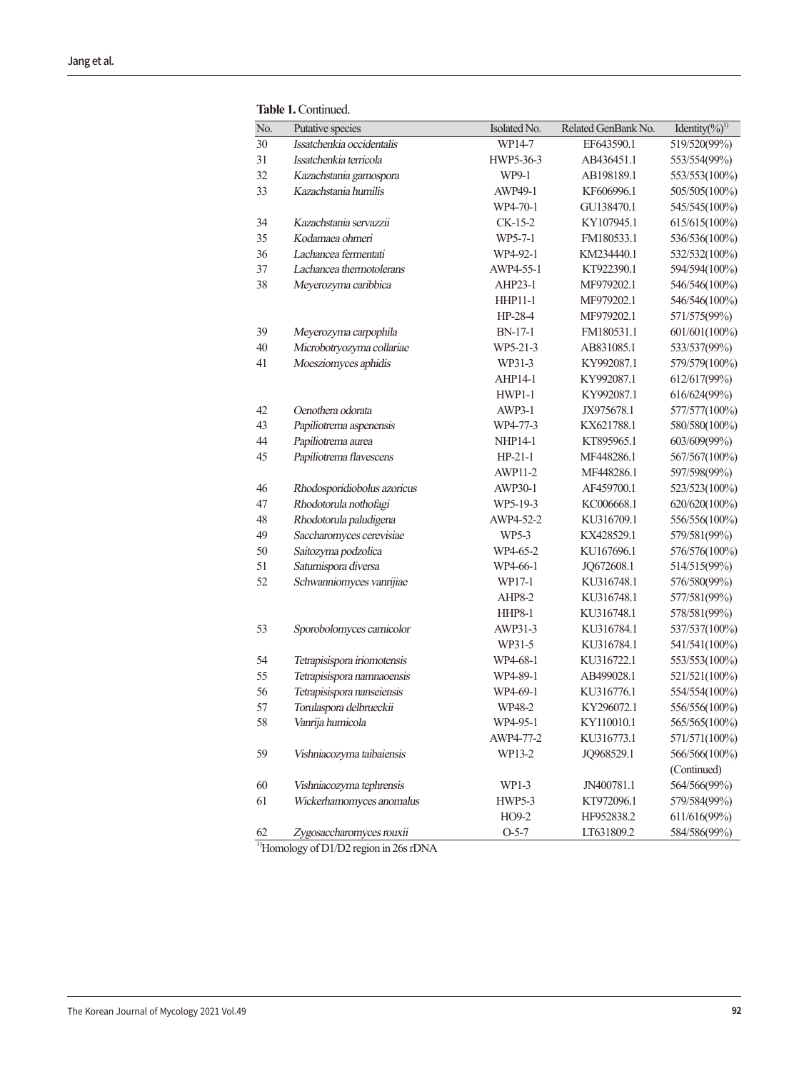**Table 1.** Continued.

| No. | Putative species | Isolated No. | Related GenBank No. | Identity(%)[1)] |
|---|---|---|---|---|
| 30 | *Issatchenkia occidentalis* | WP14-7 | EF643590.1 | 519/520(99%) |
| 31 | *Issatchenkia terricola* | HWP5-36-3 | AB436451.1 | 553/554(99%) |
| 32 | *Kazachstania gamospora* | WP9-1 | AB198189.1 | 553/553(100%) |
| 33 | *Kazachstania humilis* | AWP49-1 | KF606996.1 | 505/505(100%) |
| | | WP4-70-1 | GU138470.1 | 545/545(100%) |
| 34 | *Kazachstania servazzii* | CK-15-2 | KY107945.1 | 615/615(100%) |
| 35 | *Kodamaea ohmeri* | WP5-7-1 | FM180533.1 | 536/536(100%) |
| 36 | *Lachancea fermentati* | WP4-92-1 | KM234440.1 | 532/532(100%) |
| 37 | *Lachancea thermotolerans* | AWP4-55-1 | KT922390.1 | 594/594(100%) |
| 38 | *Meyerozyma caribbica* | AHP23-1 | MF979202.1 | 546/546(100%) |
| | | HHP11-1 | MF979202.1 | 546/546(100%) |
| | | HP-28-4 | MF979202.1 | 571/575(99%) |
| 39 | *Meyerozyma carpophila* | BN-17-1 | FM180531.1 | 601/601(100%) |
| 40 | *Microbotryozyma collariae* | WP5-21-3 | AB831085.1 | 533/537(99%) |
| 41 | *Moesziomyces aphidis* | WP31-3 | KY992087.1 | 579/579(100%) |
| | | AHP14-1 | KY992087.1 | 612/617(99%) |
| | | HWP1-1 | KY992087.1 | 616/624(99%) |
| 42 | *Oenothera odorata* | AWP3-1 | JX975678.1 | 577/577(100%) |
| 43 | *Papiliotrema aspenensis* | WP4-77-3 | KX621788.1 | 580/580(100%) |
| 44 | *Papiliotrema aurea* | NHP14-1 | KT895965.1 | 603/609(99%) |
| 45 | *Papiliotrema flavescens* | HP-21-1 | MF448286.1 | 567/567(100%) |
| | | AWP11-2 | MF448286.1 | 597/598(99%) |
| 46 | *Rhodosporidiobolus azoricus* | AWP30-1 | AF459700.1 | 523/523(100%) |
| 47 | *Rhodotorula nothofagi* | WP5-19-3 | KC006668.1 | 620/620(100%) |
| 48 | *Rhodotorula paludigena* | AWP4-52-2 | KU316709.1 | 556/556(100%) |
| 49 | *Saccharomyces cerevisiae* | WP5-3 | KX428529.1 | 579/581(99%) |
| 50 | *Saitozyma podzolica* | WP4-65-2 | KU167696.1 | 576/576(100%) |
| 51 | *Saturnispora diversa* | WP4-66-1 | JQ672608.1 | 514/515(99%) |
| 52 | *Schwanniomyces vanrijiae* | WP17-1 | KU316748.1 | 576/580(99%) |
| | | AHP8-2 | KU316748.1 | 577/581(99%) |
| | | HHP8-1 | KU316748.1 | 578/581(99%) |
| 53 | *Sporobolomyces carnicolor* | AWP31-3 | KU316784.1 | 537/537(100%) |
| | | WP31-5 | KU316784.1 | 541/541(100%) |
| 54 | *Tetrapisispora iriomotensis* | WP4-68-1 | KU316722.1 | 553/553(100%) |
| 55 | *Tetrapisispora namnaoensis* | WP4-89-1 | AB499028.1 | 521/521(100%) |
| 56 | *Tetrapisispora nanseiensis* | WP4-69-1 | KU316776.1 | 554/554(100%) |
| 57 | *Torulaspora delbrueckii* | WP48-2 | KY296072.1 | 556/556(100%) |
| 58 | *Vanrija humicola* | WP4-95-1 | KY110010.1 | 565/565(100%) |
| | | AWP4-77-2 | KU316773.1 | 571/571(100%) |
| 59 | *Vishniacozyma taibaiensis* | WP13-2 | JQ968529.1 | 566/566(100%) |
| | | | | (Continued) |
| 60 | *Vishniacozyma tephrensis* | WP1-3 | JN400781.1 | 564/566(99%) |
| 61 | *Wickerhamomyces anomalus* | HWP5-3 | KT972096.1 | 579/584(99%) |
| | | HO9-2 | HF952838.2 | 611/616(99%) |
| 62 | *Zygosaccharomyces rouxii* | O-5-7 | LT631809.2 | 584/586(99%) |

[1)]Homology of D1/D2 region in 26s rDNA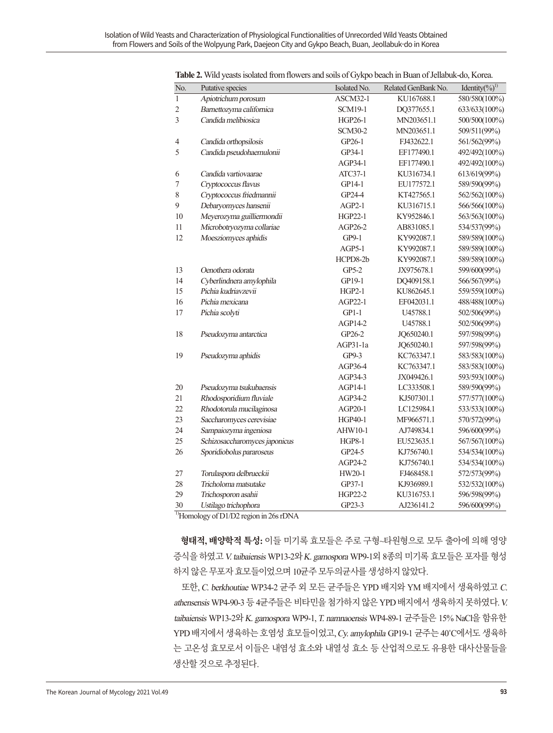**Table 2.** Wild yeasts isolated from flowers and soils of Gykpo beach in Buan of Jellabuk-do, Korea.

| No. | Putative species | Isolated No. | Related GenBank No. | Identity(%)[1)] |
|---|---|---|---|---|
| 1 | *Apiotrichum porosum* | ASCM32-1 | KU167688.1 | 580/580(100%) |
| 2 | *Barnettozyma californica* | SCM19-1 | DQ377655.1 | 633/633(100%) |
| 3 | *Candida melibiosica* | HGP26-1 | MN203651.1 | 500/500(100%) |
| | | SCM30-2 | MN203651.1 | 509/511(99%) |
| 4 | *Candida orthopsilosis* | GP26-1 | FJ432622.1 | 561/562(99%) |
| 5 | *Candida pseudohaemulonii* | GP34-1 | EF177490.1 | 492/492(100%) |
| | | AGP34-1 | EF177490.1 | 492/492(100%) |
| 6 | *Candida vartiovaarae* | ATC37-1 | KU316734.1 | 613/619(99%) |
| 7 | *Cryptococcus flavus* | GP14-1 | EU177572.1 | 589/590(99%) |
| 8 | *Cryptococcus friedmannii* | GP24-4 | KT427565.1 | 562/562(100%) |
| 9 | *Debaryomyces hansenii* | AGP2-1 | KU316715.1 | 566/566(100%) |
| 10 | *Meyerozyma guilliermondii* | HGP22-1 | KY952846.1 | 563/563(100%) |
| 11 | *Microbotryozyma collariae* | AGP26-2 | AB831085.1 | 534/537(99%) |
| 12 | *Moesziomyces aphidis* | GP9-1 | KY992087.1 | 589/589(100%) |
| | | AGP5-1 | KY992087.1 | 589/589(100%) |
| | | HCPD8-2b | KY992087.1 | 589/589(100%) |
| 13 | *Oenothera odorata* | GP5-2 | JX975678.1 | 599/600(99%) |
| 14 | *Cyberlindnera amylophila* | GP19-1 | DQ409158.1 | 566/567(99%) |
| 15 | *Pichia kudriavzevii* | HGP2-1 | KU862645.1 | 559/559(100%) |
| 16 | *Pichia mexicana* | AGP22-1 | EF042031.1 | 488/488(100%) |
| 17 | *Pichia scolyti* | GP1-1 | U45788.1 | 502/506(99%) |
| | | AGP14-2 | U45788.1 | 502/506(99%) |
| 18 | *Pseudozyma antarctica* | GP26-2 | JQ650240.1 | 597/598(99%) |
| | | AGP31-1a | JQ650240.1 | 597/598(99%) |
| 19 | *Pseudozyma aphidis* | GP9-3 | KC763347.1 | 583/583(100%) |
| | | AGP36-4 | KC763347.1 | 583/583(100%) |
| | | AGP34-3 | JX049426.1 | 593/593(100%) |
| 20 | *Pseudozyma tsukubaensis* | AGP14-1 | LC333508.1 | 589/590(99%) |
| 21 | *Rhodosporidium fluviale* | AGP34-2 | KJ507301.1 | 577/577(100%) |
| 22 | *Rhodotorula mucilaginosa* | AGP20-1 | LC125984.1 | 533/533(100%) |
| 23 | *Saccharomyces cerevisiae* | HGP40-1 | MF966571.1 | 570/572(99%) |
| 24 | *Sampaiozyma ingeniosa* | AHW10-1 | AJ749834.1 | 596/600(99%) |
| 25 | *Schizosaccharomyces japonicus* | HGP8-1 | EU523635.1 | 567/567(100%) |
| 26 | *Sporidiobolus pararoseus* | GP24-5 | KJ756740.1 | 534/534(100%) |
| | | AGP24-2 | KJ756740.1 | 534/534(100%) |
| 27 | *Torulaspora delbrueckii* | HW20-1 | FJ468458.1 | 572/573(99%) |
| 28 | *Tricholoma matsutake* | GP37-1 | KJ936989.1 | 532/532(100%) |
| 29 | *Trichosporon asahii* | HGP22-2 | KU316753.1 | 596/598(99%) |
| 30 | *Ustilago trichophora* | GP23-3 | AJ236141.2 | 596/600(99%) |

[1)]Homology of D1/D2 region in 26s rDNA

**형태적, 배양학적 특성:** 이들 미기록 효모들은 주로 구형~타원형으로 모두 출아에 의해 영양증식을 하였고 *V. taibaiensis* WP13-2와 *K. gamospora* WP9-1외 8종의 미기록 효모들은 포자를 형성하지 않은 무포자 효모들이었으며 10균주 모두의균사를 생성하지 않았다.

또한, *C. berkhoutiae* WP34-2 균주 외 모든 균주들은 YPD 배지와 YM 배지에서 생육하였고 *C. athensensis* WP4-90-3 등 4균주들은 비타민을 첨가하지 않은 YPD 배지에서 생육하지 못하였다. *V. taibaiensis* WP13-2와 *K. gamospora* WP9-1, *T. namnaoensis* WP4-89-1 균주들은 15% NaCl을 함유한 YPD 배지에서 생육하는 호염성 효모들이었고, *Cy. amylophila* GP19-1 균주는 40°C에서도 생육하는 고온성 효모로서 이들은 내염성 효소와 내열성 효소 등 산업적으로도 유용한 대사산물들을 생산할 것으로 추정된다.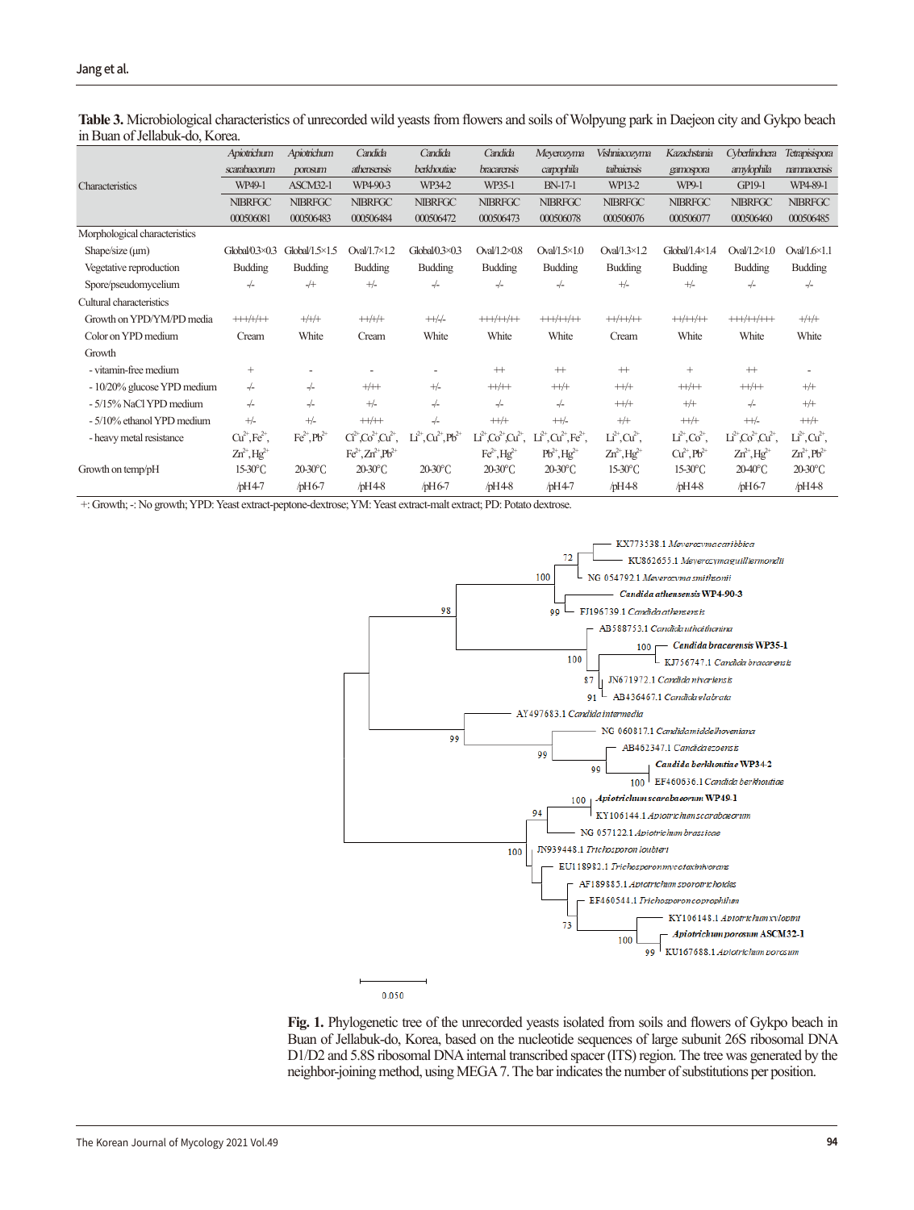**Table 3.** Microbiological characteristics of unrecorded wild yeasts from flowers and soils of Wolpyung park in Daejeon city and Gykpo beach in Buan of Jellabuk-do, Korea.

| Characteristics | *Apiotrichum scarabaeorum* WP49-1 NIBRFGC 000506081 | *Apiotrichum porosum* ASCM32-1 NIBRFGC 000506483 | *Candida athensensis* WP4-90-3 NIBRFGC 000506484 | *Candida berkhoutiae* WP34-2 NIBRFGC 000506472 | *Candida bracarensis* WP35-1 NIBRFGC 000506473 | *Meyerozyma carpophila* BN-17-1 NIBRFGC 000506078 | *Vishniacozyma taibaiensis* WP13-2 NIBRFGC 000506076 | *Kazachstania gamospora* WP9-1 NIBRFGC 000506077 | *Cyberlindnera amylophila* GP19-1 NIBRFGC 000506460 | *Tetrapisispora namnaoensis* WP4-89-1 NIBRFGC 000506485 |
|---|---|---|---|---|---|---|---|---|---|---|
| Morphological characteristics | | | | | | | | | | |
| Shape/size (μm) | Global/0.3×0.3 | Global/1.5×1.5 | Oval/1.7×1.2 | Global/0.3×0.3 | Oval/1.2×0.8 | Oval/1.5×1.0 | Oval/1.3×1.2 | Global/1.4×1.4 | Oval/1.2×1.0 | Oval/1.6×1.1 |
| Vegetative reproduction | Budding | Budding | Budding | Budding | Budding | Budding | Budding | Budding | Budding | Budding |
| Spore/pseudomycelium | -/- | -/+ | +/- | -/- | -/- | -/- | +/- | +/- | -/- | -/- |
| Cultural characteristics | | | | | | | | | | |
| Growth on YPD/YM/PD media | +++/+/++ | +/+/+ | ++/+/+ | ++/-/- | +++/++/++ | +++/++/++ | ++/++/++ | ++/++/++ | +++/++/+++ | +/+/+ |
| Color on YPD medium | Cream | White | Cream | White | White | White | Cream | White | White | White |
| Growth | | | | | | | | | | |
| - vitamin-free medium | + | - | - | - | ++ | ++ | ++ | + | ++ | - |
| - 10/20% glucose YPD medium | -/- | -/- | +/++ | +/- | ++/++ | ++/+ | ++/+ | ++/++ | ++/++ | +/+ |
| - 5/15% NaCl YPD medium | -/- | -/- | +/- | -/- | -/- | -/- | ++/+ | +/+ | -/- | +/+ |
| - 5/10% ethanol YPD medium | +/- | +/- | ++/++ | -/- | ++/+ | ++/- | +/+ | ++/+ | ++/- | ++/+ |
| - heavy metal resistance | $Cu^{2+}$, $Fe^{2+}$, $Zn^{2+}$, $Hg^{2+}$ | $Fe^{2+}$, $Pb^{2+}$ | $Cr^{2+}$, $Co^{2+}$, $Cu^{2+}$, $Fe^{2+}$, $Zn^{2+}$, $Pb^{2+}$ | $Li^{2+}$, $Cu^{2+}$, $Pb^{2+}$ | $Li^{2+}$, $Co^{2+}$, $Cu^{2+}$, $Fe^{2+}$, $Hg^{2+}$ | $Li^{2+}$, $Cu^{2+}$, $Fe^{2+}$, $Pb^{2+}$, $Hg^{2+}$ | $Li^{2+}$, $Cu^{2+}$, $Zn^{2+}$, $Hg^{2+}$ | $Li^{2+}$, $Co^{2+}$, $Cu^{2+}$, $Pb^{2+}$ | $Li^{2+}$, $Co^{2+}$, $Cu^{2+}$, $Zn^{2+}$, $Hg^{2+}$ | $Li^{2+}$, $Cu^{2+}$, $Zn^{2+}$, $Pb^{2+}$ |
| Growth on temp/pH | 15-30℃/pH4-7 | 20-30℃/pH6-7 | 20-30℃/pH4-8 | 20-30℃/pH6-7 | 20-30℃/pH4-8 | 20-30℃/pH4-7 | 15-30℃/pH4-8 | 15-30℃/pH4-8 | 20-40℃/pH6-7 | 20-30℃/pH4-8 |

+: Growth; -: No growth; YPD: Yeast extract-peptone-dextrose; YM: Yeast extract-malt extract; PD: Potato dextrose.

**Fig. 1.** Phylogenetic tree of the unrecorded yeasts isolated from soils and flowers of Gykpo beach in Buan of Jellabuk-do, Korea, based on the nucleotide sequences of large subunit 26S ribosomal DNA D1/D2 and 5.8S ribosomal DNA internal transcribed spacer (ITS) region. The tree was generated by the neighbor-joining method, using MEGA 7. The bar indicates the number of substitutions per position.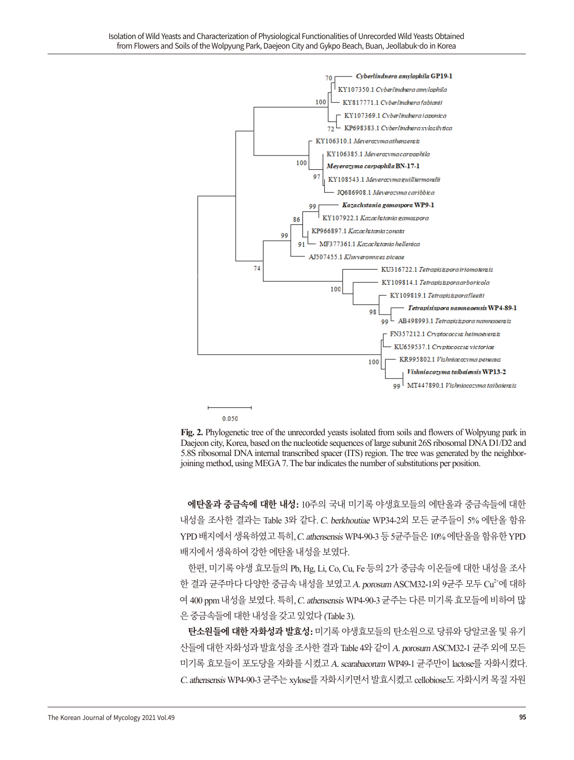**Fig. 2.** Phylogenetic tree of the unrecorded yeasts isolated from soils and flowers of Wolpyung park in Daejeon city, Korea, based on the nucleotide sequences of large subunit 26S ribosomal DNA D1/D2 and 5.8S ribosomal DNA internal transcribed spacer (ITS) region. The tree was generated by the neighbor-joining method, using MEGA 7. The bar indicates the number of substitutions per position.

**에탄올과 중금속에 대한 내성:** 10주의 국내 미기록 야생효모들의 에탄올과 중금속들에 대한 내성을 조사한 결과는 Table 3와 같다. *C. berkhoutiae* WP34-2외 모든 균주들이 5% 에탄올 함유 YPD 배지에서 생육하였고 특히, *C. athensensis* WP4-90-3 등 5균주들은 10% 에탄올을 함유한 YPD 배지에서 생육하여 강한 에탄올 내성을 보였다.

한편, 미기록 야생 효모들의 Pb, Hg, Li, Co, Cu, Fe 등의 2가 중금속 이온들에 대한 내성을 조사한 결과 균주마다 다양한 중금속 내성을 보였고 *A. porosum* ASCM32-1외 9균주 모두 $Cu^{2+}$에 대하여 400 ppm 내성을 보였다. 특히, *C. athensensis* WP4-90-3 균주는 다른 미기록 효모들에 비하여 많은 중금속들에 대한 내성을 갖고 있었다 (Table 3).

**탄소원들에 대한 자화성과 발효성:** 미기록 야생효모들의 탄소원으로 당류와 당알코올 및 유기산들에 대한 자화성과 발효성을 조사한 결과 Table 4와 같이 *A. porosum* ASCM32-1 균주 외에 모든 미기록 효모들이 포도당을 자화시켰고 *A. scarabaeorum* WP49-1 균주만이 lactose를 자화시켰다. *C. athensensis* WP4-90-3 균주는 xylose를 자화시키면서 발효시켰고 cellobiose도 자화시켜 목질 자원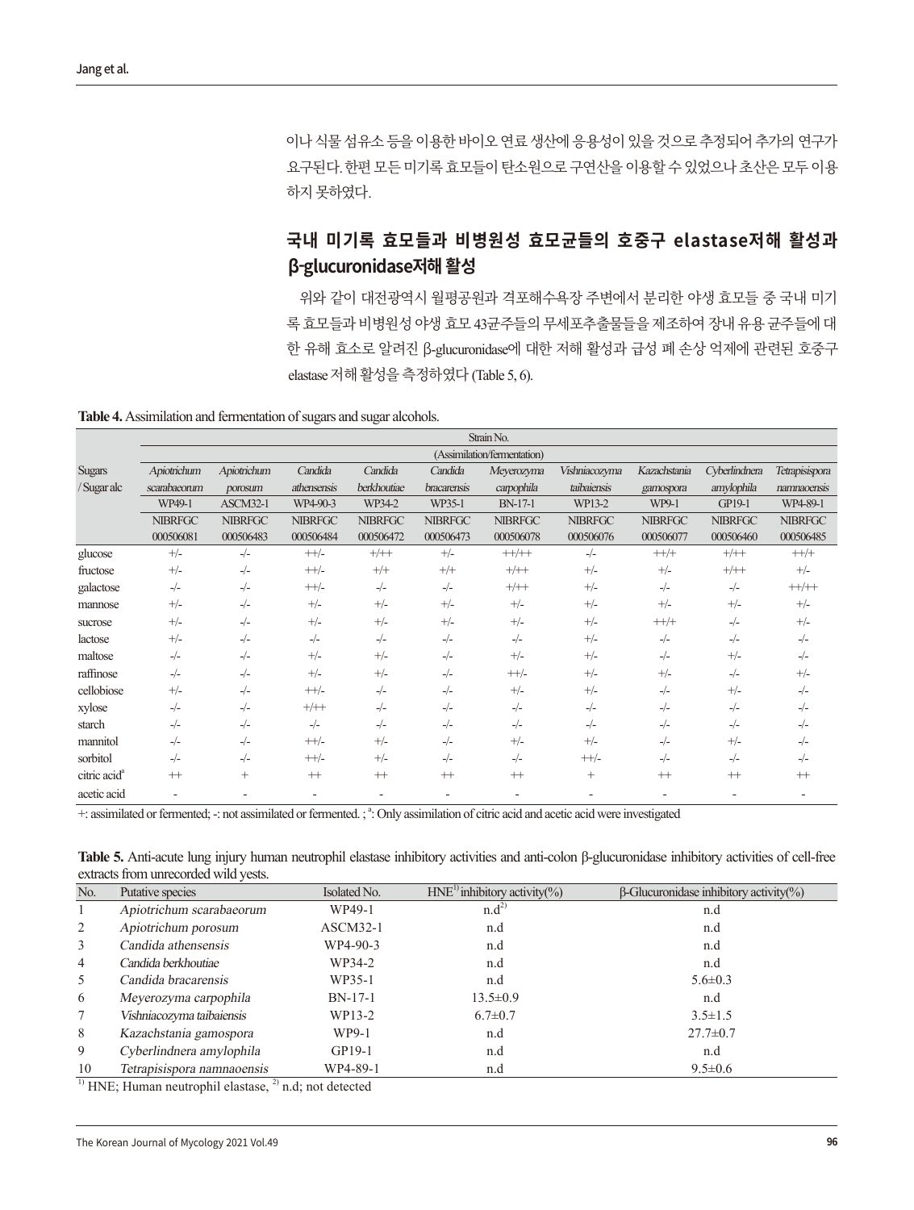이나 식물 섬유소 등을 이용한 바이오 연료 생산에 응용성이 있을 것으로 추정되어 추가의 연구가 요구된다. 한편 모든 미기록 효모들이 탄소원으로 구연산을 이용할 수 있었으나 초산은 모두 이용하지 못하였다.

## 국내 미기록 효모들과 비병원성 효모균들의 호중구 elastase저해 활성과 β-glucuronidase저해 활성

위와 같이 대전광역시 월평공원과 격포해수욕장 주변에서 분리한 야생 효모들 중 국내 미기록 효모들과 비병원성 야생 효모 43균주들의 무세포추출물들을 제조하여 장내 유용 균주들에 대한 유해 효소로 알려진 β-glucuronidase에 대한 저해 활성과 급성 폐 손상 억제에 관련된 호중구 elastase 저해 활성을 측정하였다 (Table 5, 6).

**Table 4.** Assimilation and fermentation of sugars and sugar alcohols.

| Sugars / Sugar alc | *Apiotrichum scarabaeorum* WP49-1 NIBRFGC 000506081 | *Apiotrichum porosum* ASCM32-1 NIBRFGC 000506483 | *Candida athensensis* WP4-90-3 NIBRFGC 000506484 | *Candida berkhoutiae* WP34-2 NIBRFGC 000506472 | *Candida bracarensis* WP35-1 NIBRFGC 000506473 | *Meyerozyma carpophila* BN-17-1 NIBRFGC 000506078 | *Vishniacozyma taibaiensis* WP13-2 NIBRFGC 000506076 | *Kazachstania gamospora* WP9-1 NIBRFGC 000506077 | *Cyberlindnera amylophila* GP19-1 NIBRFGC 000506460 | *Tetrapisispora namnaoensis* WP4-89-1 NIBRFGC 000506485 |
|---|---|---|---|---|---|---|---|---|---|---|
| | Strain No. (Assimilation/fermentation) | | | | | | | | | |
| glucose | +/- | -/- | ++/- | +/++ | +/- | ++/++ | -/- | ++/+ | +/++ | ++/+ |
| fructose | +/- | -/- | ++/- | +/+ | +/+ | +/++ | +/- | +/- | +/++ | +/- |
| galactose | -/- | -/- | ++/- | -/- | -/- | +/++ | +/- | -/- | -/- | ++/++ |
| mannose | +/- | -/- | +/- | +/- | +/- | +/- | +/- | +/- | +/- | +/- |
| sucrose | +/- | -/- | +/- | +/- | +/- | +/- | +/- | ++/+ | -/- | +/- |
| lactose | +/- | -/- | -/- | -/- | -/- | -/- | +/- | -/- | -/- | -/- |
| maltose | -/- | -/- | +/- | +/- | -/- | +/- | +/- | -/- | +/- | -/- |
| raffinose | -/- | -/- | +/- | +/- | -/- | ++/- | +/- | +/- | -/- | +/- |
| cellobiose | +/- | -/- | ++/- | -/- | -/- | +/- | +/- | -/- | +/- | -/- |
| xylose | -/- | -/- | +/++ | -/- | -/- | -/- | -/- | -/- | -/- | -/- |
| starch | -/- | -/- | -/- | -/- | -/- | -/- | -/- | -/- | -/- | -/- |
| mannitol | -/- | -/- | ++/- | +/- | -/- | +/- | +/- | -/- | +/- | -/- |
| sorbitol | -/- | -/- | ++/- | +/- | -/- | -/- | ++/- | -/- | -/- | -/- |
| citric acid[a] | ++ | + | ++ | ++ | ++ | ++ | + | ++ | ++ | ++ |
| acetic acid | - | - | - | - | - | - | - | - | - | - |

+: assimilated or fermented; -: not assimilated or fermented. ; [a]: Only assimilation of citric acid and acetic acid were investigated

**Table 5.** Anti-acute lung injury human neutrophil elastase inhibitory activities and anti-colon β-glucuronidase inhibitory activities of cell-free extracts from unrecorded wild yests.

| No. | Putative species | Isolated No. | HNE[1)] inhibitory activity(%) | β-Glucuronidase inhibitory activity(%) |
|---|---|---|---|---|
| 1 | *Apiotrichum scarabaeorum* | WP49-1 | n.d[2)] | n.d |
| 2 | *Apiotrichum porosum* | ASCM32-1 | n.d | n.d |
| 3 | *Candida athensensis* | WP4-90-3 | n.d | n.d |
| 4 | *Candida berkhoutiae* | WP34-2 | n.d | n.d |
| 5 | *Candida bracarensis* | WP35-1 | n.d | 5.6±0.3 |
| 6 | *Meyerozyma carpophila* | BN-17-1 | 13.5±0.9 | n.d |
| 7 | *Vishniacozyma taibaiensis* | WP13-2 | 6.7±0.7 | 3.5±1.5 |
| 8 | *Kazachstania gamospora* | WP9-1 | n.d | 27.7±0.7 |
| 9 | *Cyberlindnera amylophila* | GP19-1 | n.d | n.d |
| 10 | *Tetrapisispora namnaoensis* | WP4-89-1 | n.d | 9.5±0.6 |

[1)] HNE; Human neutrophil elastase, [2)] n.d; not detected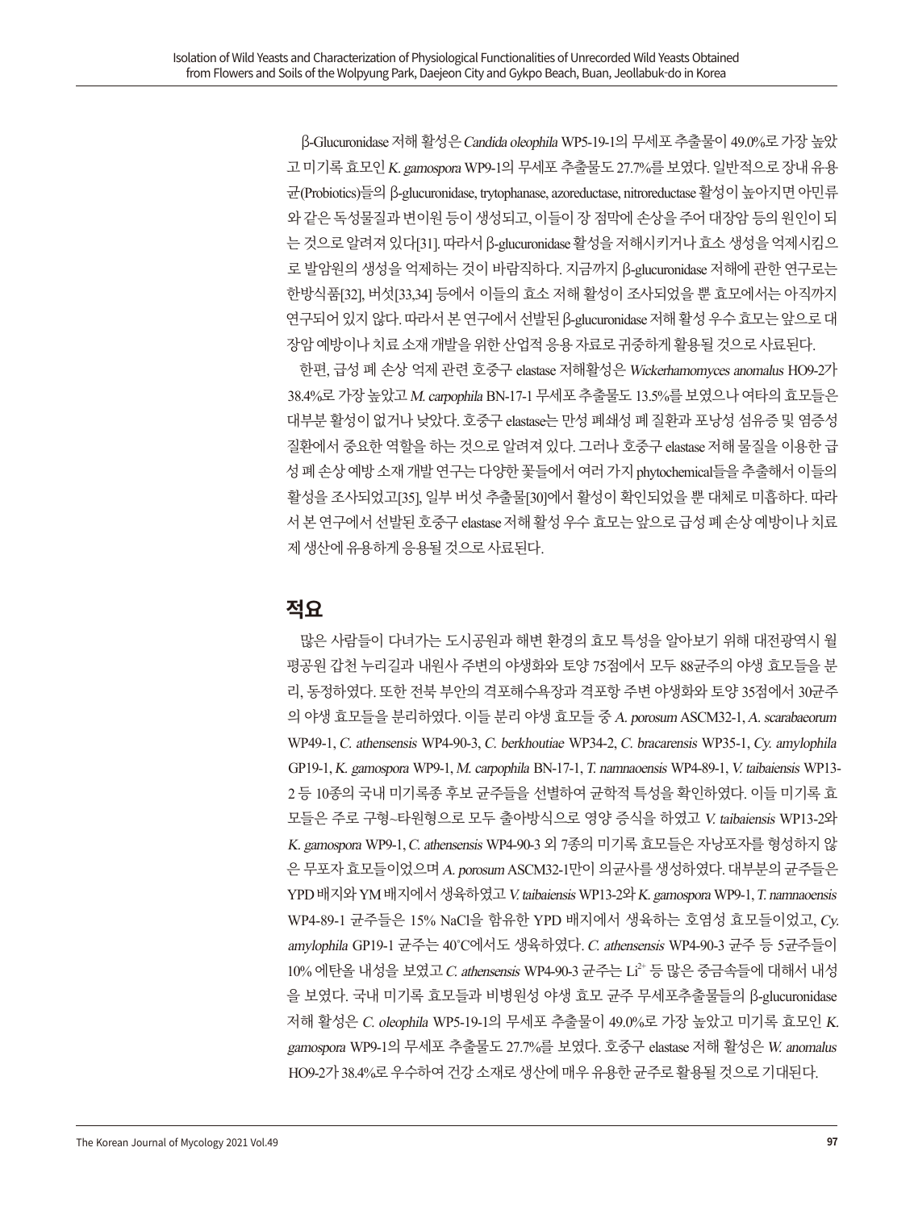β-Glucuronidase 저해 활성은 *Candida oleophila* WP5-19-1의 무세포 추출물이 49.0%로 가장 높았고 미기록 효모인 *K. gamospora* WP9-1의 무세포 추출물도 27.7%를 보였다. 일반적으로 장내 유용균(Probiotics)들의 β-glucuronidase, trytophanase, azoreductase, nitroreductase 활성이 높아지면 아민류와 같은 독성물질과 변이원 등이 생성되고, 이들이 장 점막에 손상을 주어 대장암 등의 원인이 되는 것으로 알려져 있다[31]. 따라서 β-glucuronidase 활성을 저해시키거나 효소 생성을 억제시킴으로 발암원의 생성을 억제하는 것이 바람직하다. 지금까지 β-glucuronidase 저해에 관한 연구로는 한방식품[32], 버섯[33,34] 등에서 이들의 효소 저해 활성이 조사되었을 뿐 효모에서는 아직까지 연구되어 있지 않다. 따라서 본 연구에서 선발된 β-glucuronidase 저해 활성 우수 효모는 앞으로 대장암 예방이나 치료 소재 개발을 위한 산업적 응용 자료로 귀중하게 활용될 것으로 사료된다.

한편, 급성 폐 손상 억제 관련 호중구 elastase 저해활성은 *Wickerhamomyces anomalus* HO9-2가 38.4%로 가장 높았고 *M. carpophila* BN-17-1 무세포 추출물도 13.5%를 보였으나 여타의 효모들은 대부분 활성이 없거나 낮았다. 호중구 elastase는 만성 폐쇄성 폐 질환과 포낭성 섬유증 및 염증성 질환에서 중요한 역할을 하는 것으로 알려져 있다. 그러나 호중구 elastase 저해 물질을 이용한 급성 폐 손상 예방 소재 개발 연구는 다양한 꽃들에서 여러 가지 phytochemical들을 추출해서 이들의 활성을 조사되었고[35], 일부 버섯 추출물[30]에서 활성이 확인되었을 뿐 대체로 미흡하다. 따라서 본 연구에서 선발된 호중구 elastase 저해 활성 우수 효모는 앞으로 급성 폐 손상 예방이나 치료제 생산에 유용하게 응용될 것으로 사료된다.

## 적요

많은 사람들이 다녀가는 도시공원과 해변 환경의 효모 특성을 알아보기 위해 대전광역시 월평공원 갑천 누리길과 내원사 주변의 야생화와 토양 75점에서 모두 88균주의 야생 효모들을 분리, 동정하였다. 또한 전북 부안의 격포해수욕장과 격포항 주변 야생화와 토양 35점에서 30균주의 야생 효모들을 분리하였다. 이들 분리 야생 효모들 중 *A. porosum* ASCM32-1, *A. scarabaeorum* WP49-1, *C. athensensis* WP4-90-3, *C. berkhoutiae* WP34-2, *C. bracarensis* WP35-1, *Cy. amylophila* GP19-1, *K. gamospora* WP9-1, *M. carpophila* BN-17-1, *T. namnaoensis* WP4-89-1, *V. taibaiensis* WP13-2 등 10종의 국내 미기록종 후보 균주들을 선별하여 균학적 특성을 확인하였다. 이들 미기록 효모들은 주로 구형~타원형으로 모두 출아방식으로 영양 증식을 하였고 *V. taibaiensis* WP13-2와 *K. gamospora* WP9-1, *C. athensensis* WP4-90-3 외 7종의 미기록 효모들은 자낭포자를 형성하지 않은 무포자 효모들이었으며 *A. porosum* ASCM32-1만이 의균사를 생성하였다. 대부분의 균주들은 YPD 배지와 YM 배지에서 생육하였고 *V. taibaiensis* WP13-2와 *K. gamospora* WP9-1, *T. namnaoensis* WP4-89-1 균주들은 15% NaCl을 함유한 YPD 배지에서 생육하는 호염성 효모들이었고, *Cy. amylophila* GP19-1 균주는 40°C에서도 생육하였다. *C. athensensis* WP4-90-3 균주 등 5균주들이 10% 에탄올 내성을 보였고 *C. athensensis* WP4-90-3 균주는 $Li^{2+}$ 등 많은 중금속들에 대해서 내성을 보였다. 국내 미기록 효모들과 비병원성 야생 효모 균주 무세포추출물들의 β-glucuronidase 저해 활성은 *C. oleophila* WP5-19-1의 무세포 추출물이 49.0%로 가장 높았고 미기록 효모인 *K. gamospora* WP9-1의 무세포 추출물도 27.7%를 보였다. 호중구 elastase 저해 활성은 *W. anomalus* HO9-2가 38.4%로 우수하여 건강 소재로 생산에 매우 유용한 균주로 활용될 것으로 기대된다.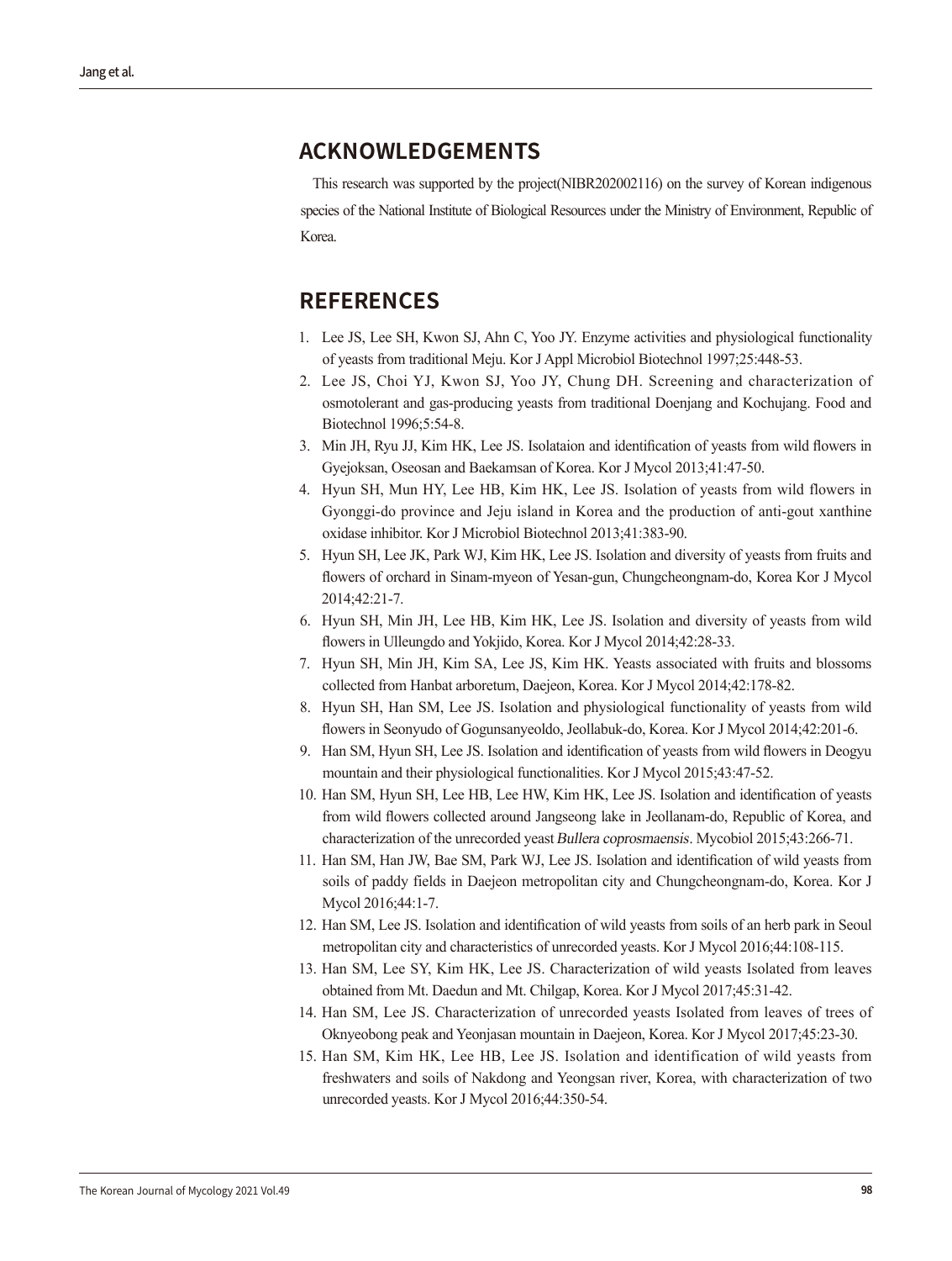## ACKNOWLEDGEMENTS

This research was supported by the project(NIBR202002116) on the survey of Korean indigenous species of the National Institute of Biological Resources under the Ministry of Environment, Republic of Korea.

## REFERENCES

1. Lee JS, Lee SH, Kwon SJ, Ahn C, Yoo JY. Enzyme activities and physiological functionality of yeasts from traditional Meju. Kor J Appl Microbiol Biotechnol 1997;25:448-53.
2. Lee JS, Choi YJ, Kwon SJ, Yoo JY, Chung DH. Screening and characterization of osmotolerant and gas-producing yeasts from traditional Doenjang and Kochujang. Food and Biotechnol 1996;5:54-8.
3. Min JH, Ryu JJ, Kim HK, Lee JS. Isolataion and identification of yeasts from wild flowers in Gyejoksan, Oseosan and Baekamsan of Korea. Kor J Mycol 2013;41:47-50.
4. Hyun SH, Mun HY, Lee HB, Kim HK, Lee JS. Isolation of yeasts from wild flowers in Gyonggi-do province and Jeju island in Korea and the production of anti-gout xanthine oxidase inhibitor. Kor J Microbiol Biotechnol 2013;41:383-90.
5. Hyun SH, Lee JK, Park WJ, Kim HK, Lee JS. Isolation and diversity of yeasts from fruits and flowers of orchard in Sinam-myeon of Yesan-gun, Chungcheongnam-do, Korea Kor J Mycol 2014;42:21-7.
6. Hyun SH, Min JH, Lee HB, Kim HK, Lee JS. Isolation and diversity of yeasts from wild flowers in Ulleungdo and Yokjido, Korea. Kor J Mycol 2014;42:28-33.
7. Hyun SH, Min JH, Kim SA, Lee JS, Kim HK. Yeasts associated with fruits and blossoms collected from Hanbat arboretum, Daejeon, Korea. Kor J Mycol 2014;42:178-82.
8. Hyun SH, Han SM, Lee JS. Isolation and physiological functionality of yeasts from wild flowers in Seonyudo of Gogunsanyeoldo, Jeollabuk-do, Korea. Kor J Mycol 2014;42:201-6.
9. Han SM, Hyun SH, Lee JS. Isolation and identification of yeasts from wild flowers in Deogyu mountain and their physiological functionalities. Kor J Mycol 2015;43:47-52.
10. Han SM, Hyun SH, Lee HB, Lee HW, Kim HK, Lee JS. Isolation and identification of yeasts from wild flowers collected around Jangseong lake in Jeollanam-do, Republic of Korea, and characterization of the unrecorded yeast *Bullera coprosmaensis*. Mycobiol 2015;43:266-71.
11. Han SM, Han JW, Bae SM, Park WJ, Lee JS. Isolation and identification of wild yeasts from soils of paddy fields in Daejeon metropolitan city and Chungcheongnam-do, Korea. Kor J Mycol 2016;44:1-7.
12. Han SM, Lee JS. Isolation and identification of wild yeasts from soils of an herb park in Seoul metropolitan city and characteristics of unrecorded yeasts. Kor J Mycol 2016;44:108-115.
13. Han SM, Lee SY, Kim HK, Lee JS. Characterization of wild yeasts Isolated from leaves obtained from Mt. Daedun and Mt. Chilgap, Korea. Kor J Mycol 2017;45:31-42.
14. Han SM, Lee JS. Characterization of unrecorded yeasts Isolated from leaves of trees of Oknyeobong peak and Yeonjasan mountain in Daejeon, Korea. Kor J Mycol 2017;45:23-30.
15. Han SM, Kim HK, Lee HB, Lee JS. Isolation and identification of wild yeasts from freshwaters and soils of Nakdong and Yeongsan river, Korea, with characterization of two unrecorded yeasts. Kor J Mycol 2016;44:350-54.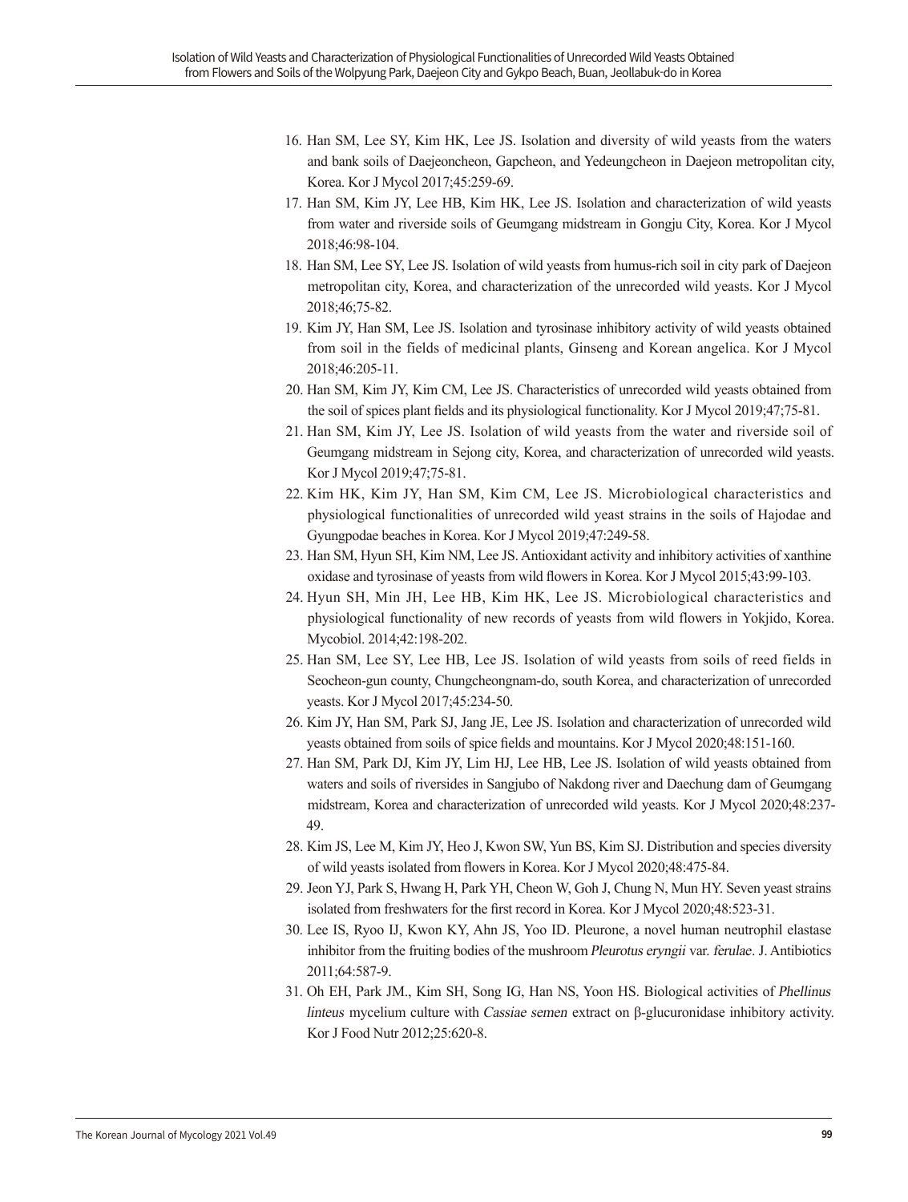16. Han SM, Lee SY, Kim HK, Lee JS. Isolation and diversity of wild yeasts from the waters and bank soils of Daejeoncheon, Gapcheon, and Yedeungcheon in Daejeon metropolitan city, Korea. Kor J Mycol 2017;45:259-69.
17. Han SM, Kim JY, Lee HB, Kim HK, Lee JS. Isolation and characterization of wild yeasts from water and riverside soils of Geumgang midstream in Gongju City, Korea. Kor J Mycol 2018;46:98-104.
18. Han SM, Lee SY, Lee JS. Isolation of wild yeasts from humus-rich soil in city park of Daejeon metropolitan city, Korea, and characterization of the unrecorded wild yeasts. Kor J Mycol 2018;46;75-82.
19. Kim JY, Han SM, Lee JS. Isolation and tyrosinase inhibitory activity of wild yeasts obtained from soil in the fields of medicinal plants, Ginseng and Korean angelica. Kor J Mycol 2018;46:205-11.
20. Han SM, Kim JY, Kim CM, Lee JS. Characteristics of unrecorded wild yeasts obtained from the soil of spices plant fields and its physiological functionality. Kor J Mycol 2019;47;75-81.
21. Han SM, Kim JY, Lee JS. Isolation of wild yeasts from the water and riverside soil of Geumgang midstream in Sejong city, Korea, and characterization of unrecorded wild yeasts. Kor J Mycol 2019;47:75-81.
22. Kim HK, Kim JY, Han SM, Kim CM, Lee JS. Microbiological characteristics and physiological functionalities of unrecorded wild yeast strains in the soils of Hajodae and Gyungpodae beaches in Korea. Kor J Mycol 2019;47:249-58.
23. Han SM, Hyun SH, Kim NM, Lee JS. Antioxidant activity and inhibitory activities of xanthine oxidase and tyrosinase of yeasts from wild flowers in Korea. Kor J Mycol 2015;43:99-103.
24. Hyun SH, Min JH, Lee HB, Kim HK, Lee JS. Microbiological characteristics and physiological functionality of new records of yeasts from wild flowers in Yokjido, Korea. Mycobiol. 2014;42:198-202.
25. Han SM, Lee SY, Lee HB, Lee JS. Isolation of wild yeasts from soils of reed fields in Seocheon-gun county, Chungcheongnam-do, south Korea, and characterization of unrecorded yeasts. Kor J Mycol 2017;45:234-50.
26. Kim JY, Han SM, Park SJ, Jang JE, Lee JS. Isolation and characterization of unrecorded wild yeasts obtained from soils of spice fields and mountains. Kor J Mycol 2020;48:151-160.
27. Han SM, Park DJ, Kim JY, Lim HJ, Lee HB, Lee JS. Isolation of wild yeasts obtained from waters and soils of riversides in Sangjubo of Nakdong river and Daechung dam of Geumgang midstream, Korea and characterization of unrecorded wild yeasts. Kor J Mycol 2020;48:237-49.
28. Kim JS, Lee M, Kim JY, Heo J, Kwon SW, Yun BS, Kim SJ. Distribution and species diversity of wild yeasts isolated from flowers in Korea. Kor J Mycol 2020;48:475-84.
29. Jeon YJ, Park S, Hwang H, Park YH, Cheon W, Goh J, Chung N, Mun HY. Seven yeast strains isolated from freshwaters for the first record in Korea. Kor J Mycol 2020;48:523-31.
30. Lee IS, Ryoo IJ, Kwon KY, Ahn JS, Yoo ID. Pleurone, a novel human neutrophil elastase inhibitor from the fruiting bodies of the mushroom *Pleurotus eryngii* var. *ferulae*. J. Antibiotics 2011;64:587-9.
31. Oh EH, Park JM., Kim SH, Song IG, Han NS, Yoon HS. Biological activities of *Phellinus linteus* mycelium culture with *Cassiae semen* extract on β-glucuronidase inhibitory activity. Kor J Food Nutr 2012;25:620-8.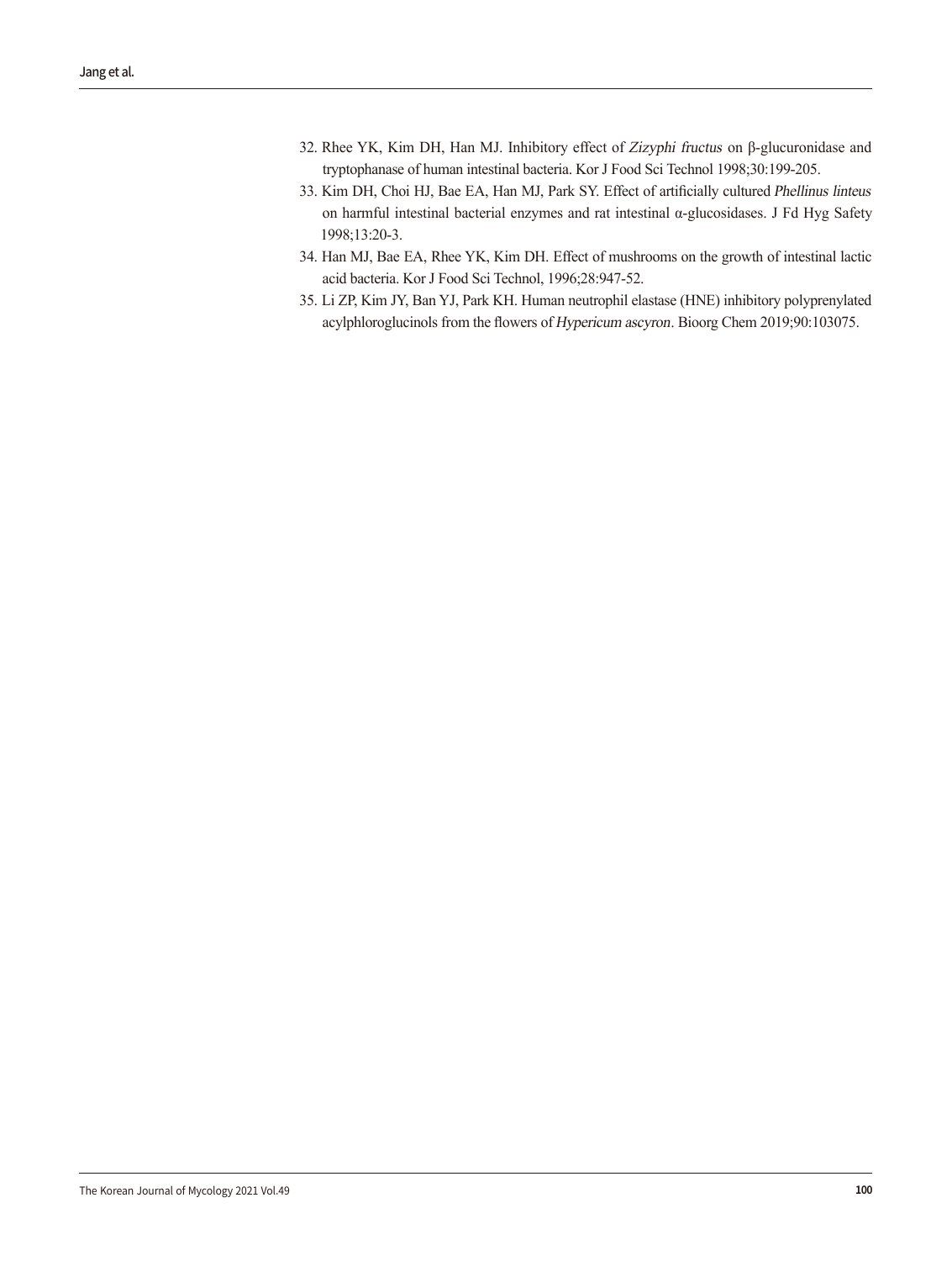32. Rhee YK, Kim DH, Han MJ. Inhibitory effect of *Zizyphi fructus* on β-glucuronidase and tryptophanase of human intestinal bacteria. Kor J Food Sci Technol 1998;30:199-205.
33. Kim DH, Choi HJ, Bae EA, Han MJ, Park SY. Effect of artificially cultured *Phellinus linteus* on harmful intestinal bacterial enzymes and rat intestinal α-glucosidases. J Fd Hyg Safety 1998;13:20-3.
34. Han MJ, Bae EA, Rhee YK, Kim DH. Effect of mushrooms on the growth of intestinal lactic acid bacteria. Kor J Food Sci Technol, 1996;28:947-52.
35. Li ZP, Kim JY, Ban YJ, Park KH. Human neutrophil elastase (HNE) inhibitory polyprenylated acylphloroglucinols from the flowers of *Hypericum ascyron*. Bioorg Chem 2019;90:103075.